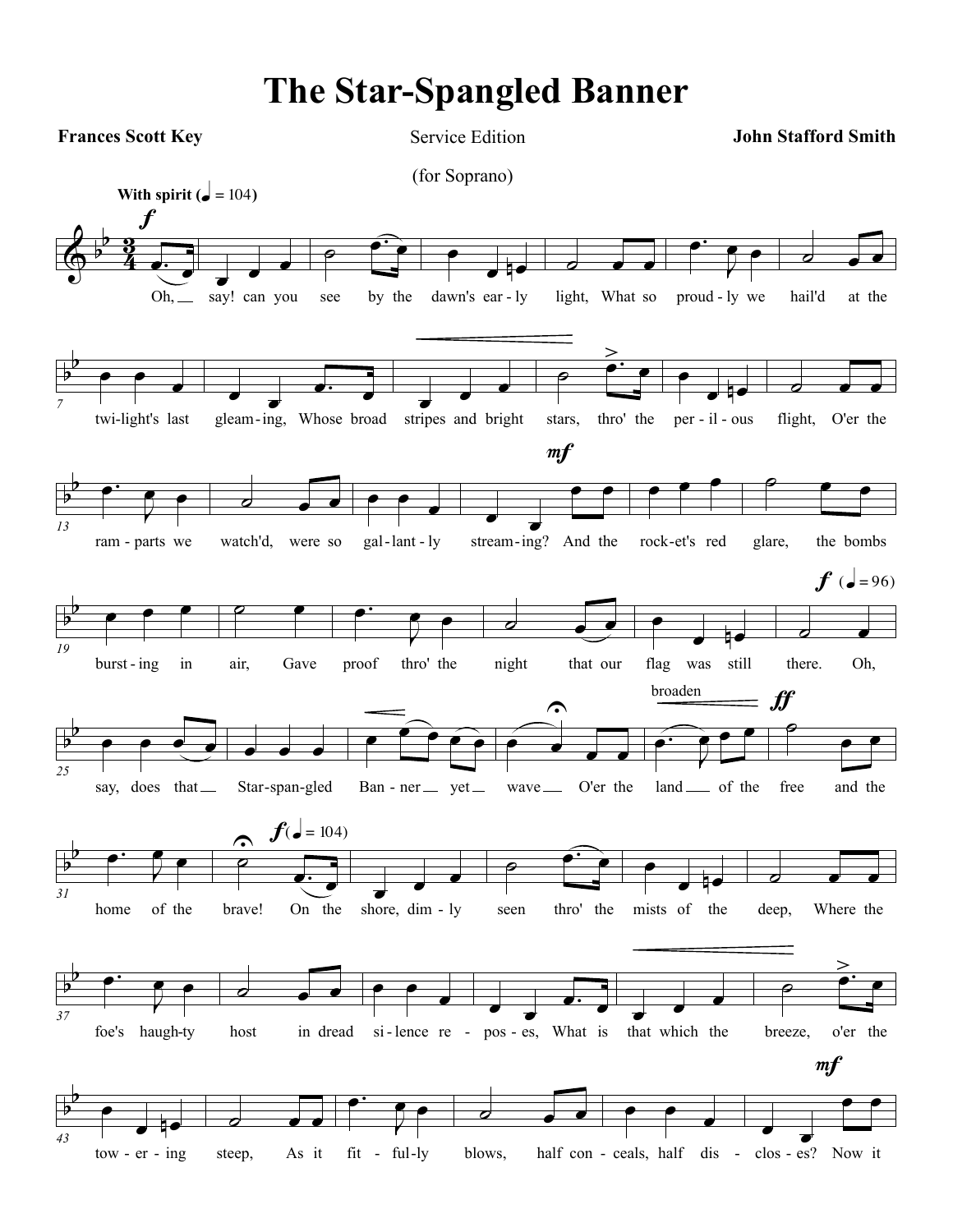# The Star-Spangled Banner

**Frances Scott Key** | Service Edition | **John Stafford Smith**

(for Soprano)

**With spirit** (♩ = 104)

Oh, say! can you see by the dawn's ear-ly light, What so proud-ly we hail'd at the twi-light's last gleam-ing, Whose broad stripes and bright stars, thro' the per-il-ous flight, O'er the ram-parts we watch'd, were so gal-lant-ly stream-ing? And the rock-et's red glare, the bombs burst-ing in air, Gave proof thro' the night that our flag was still there. (♩ = 96) Oh, say, does that Star-span-gled Ban-ner yet wave O'er the land of the free and the home of the brave!

broaden

(♩ = 104) On the shore, dim-ly seen thro' the mists of the deep, Where the foe's haugh-ty host in dread si-lence re-pos-es, What is that which the breeze, o'er the tow-er-ing steep, As it fit-ful-ly blows, half con-ceals, half dis-clos-es? Now it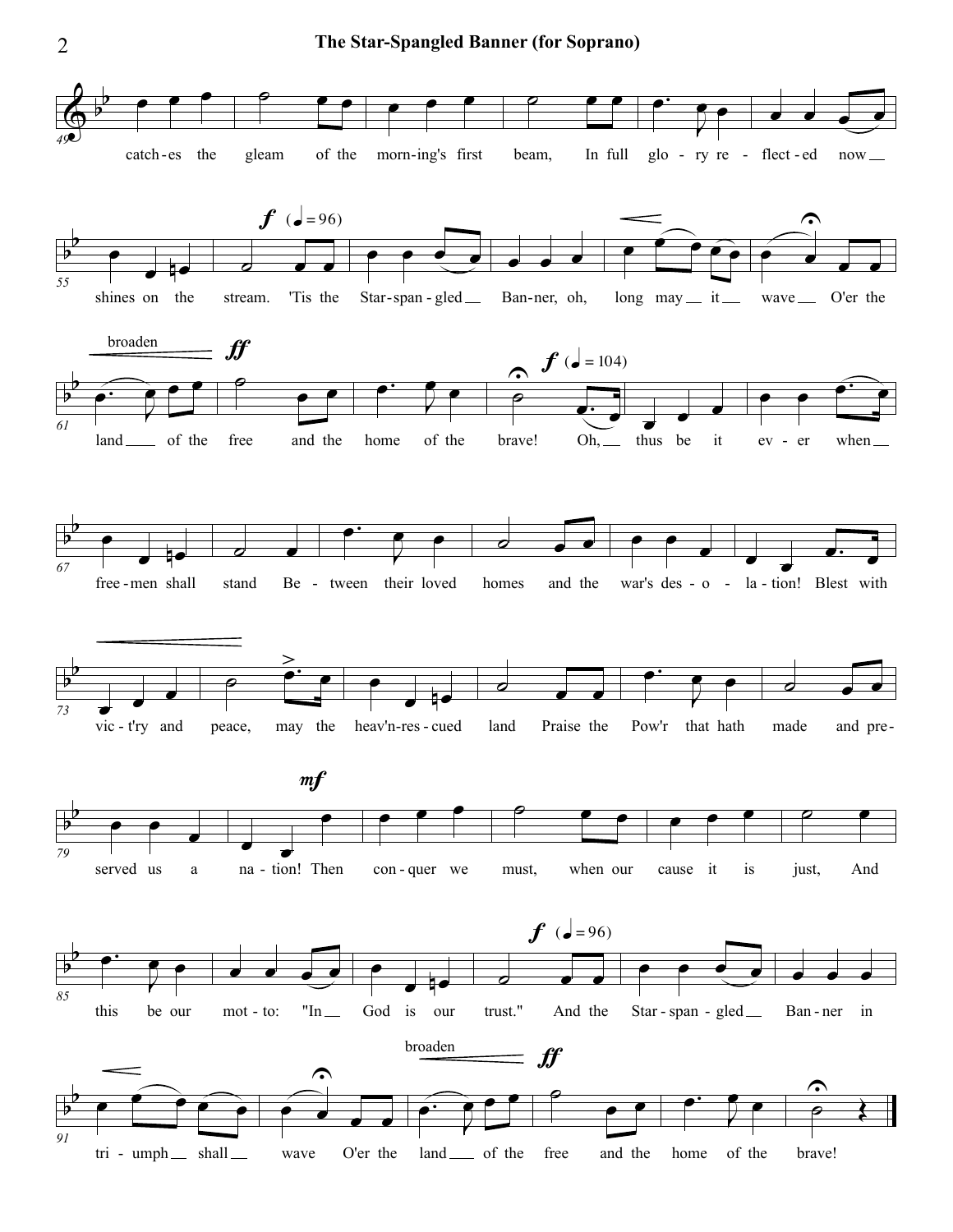catch-es the gleam of the morn-ing's first beam, In full glo - ry re - flect - ed now

*f* (♩= 96)

shines on the stream. 'Tis the Star-span-gled Ban-ner, oh, long may it wave O'er the

broaden *ff*

*f* (♩= 104)

land of the free and the home of the brave! Oh, thus be it ev - er when

free - men shall stand Be - tween their loved homes and the war's des - o - la - tion! Blest with

vic - t'ry and peace, may the heav'n-res - cued land Praise the Pow'r that hath made and pre-

*mf*

served us a na - tion! Then con - quer we must, when our cause it is just, And

*f* (♩= 96)

this be our mot - to: "In God is our trust." And the Star - span - gled Ban - ner in

broaden *ff*

tri - umph shall wave O'er the land of the free and the home of the brave!